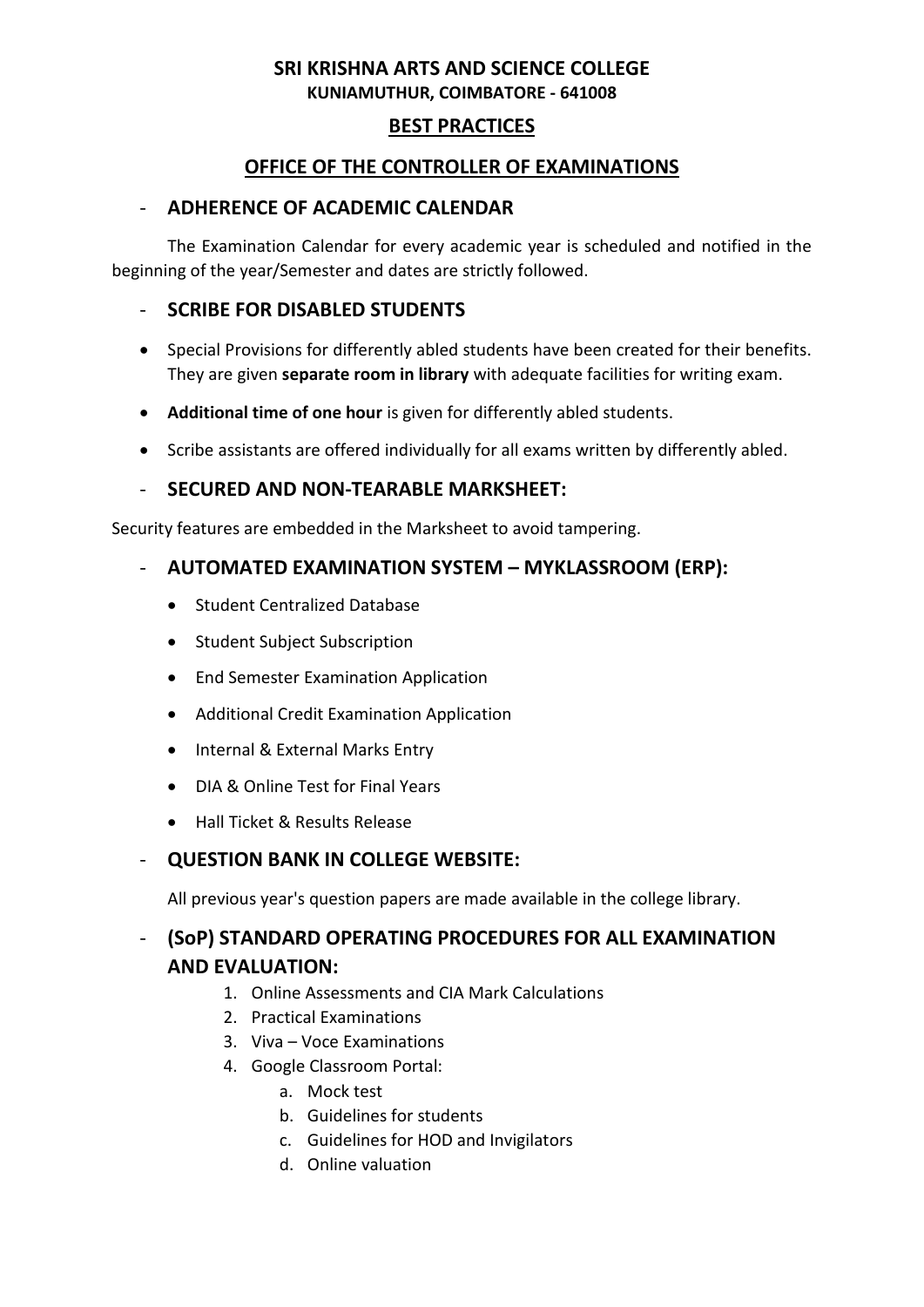# SRI KRISHNA ARTS AND SCIENCE COLLEGE

**KUNIAMUTHUR, COIMBATORE - 641008**

## BEST PRACTICES

## OFFICE OF THE CONTROLLER OF EXAMINATIONS

### - ADHERENCE OF ACADEMIC CALENDAR

The Examination Calendar for every academic year is scheduled and notified in the beginning of the year/Semester and dates are strictly followed.

### - SCRIBE FOR DISABLED STUDENTS

- Special Provisions for differently abled students have been created for their benefits. They are given **separate room in library** with adequate facilities for writing exam.
- **Additional time of one hour** is given for differently abled students.
- Scribe assistants are offered individually for all exams written by differently abled.

### - SECURED AND NON-TEARABLE MARKSHEET:

Security features are embedded in the Marksheet to avoid tampering.

### - AUTOMATED EXAMINATION SYSTEM – MYKLASSROOM (ERP):

- Student Centralized Database
- Student Subject Subscription
- End Semester Examination Application
- Additional Credit Examination Application
- Internal & External Marks Entry
- DIA & Online Test for Final Years
- Hall Ticket & Results Release

### - QUESTION BANK IN COLLEGE WEBSITE:

All previous year's question papers are made available in the college library.

### - (SoP) STANDARD OPERATING PROCEDURES FOR ALL EXAMINATION AND EVALUATION:

1. Online Assessments and CIA Mark Calculations
2. Practical Examinations
3. Viva – Voce Examinations
4. Google Classroom Portal:
   a. Mock test
   b. Guidelines for students
   c. Guidelines for HOD and Invigilators
   d. Online valuation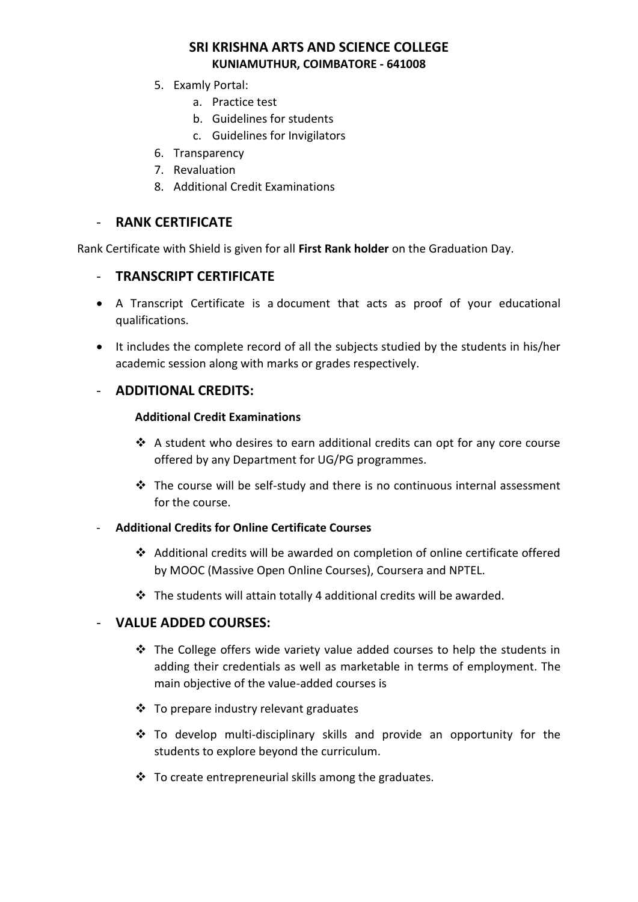5. Examly Portal:
    a. Practice test
    b. Guidelines for students
    c. Guidelines for Invigilators
6. Transparency
7. Revaluation
8. Additional Credit Examinations

## - RANK CERTIFICATE

Rank Certificate with Shield is given for all **First Rank holder** on the Graduation Day.

## - TRANSCRIPT CERTIFICATE

- A Transcript Certificate is a document that acts as proof of your educational qualifications.
- It includes the complete record of all the subjects studied by the students in his/her academic session along with marks or grades respectively.

## - ADDITIONAL CREDITS:

**Additional Credit Examinations**

- ❖ A student who desires to earn additional credits can opt for any core course offered by any Department for UG/PG programmes.
- ❖ The course will be self-study and there is no continuous internal assessment for the course.

**- Additional Credits for Online Certificate Courses**

- ❖ Additional credits will be awarded on completion of online certificate offered by MOOC (Massive Open Online Courses), Coursera and NPTEL.
- ❖ The students will attain totally 4 additional credits will be awarded.

## - VALUE ADDED COURSES:

- ❖ The College offers wide variety value added courses to help the students in adding their credentials as well as marketable in terms of employment. The main objective of the value-added courses is
- ❖ To prepare industry relevant graduates
- ❖ To develop multi-disciplinary skills and provide an opportunity for the students to explore beyond the curriculum.
- ❖ To create entrepreneurial skills among the graduates.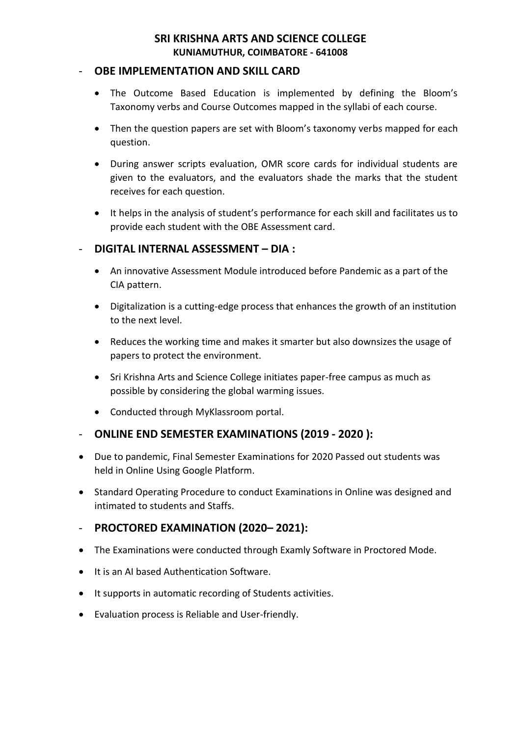**SRI KRISHNA ARTS AND SCIENCE COLLEGE**
**KUNIAMUTHUR, COIMBATORE - 641008**

## - OBE IMPLEMENTATION AND SKILL CARD

- The Outcome Based Education is implemented by defining the Bloom's Taxonomy verbs and Course Outcomes mapped in the syllabi of each course.
- Then the question papers are set with Bloom's taxonomy verbs mapped for each question.
- During answer scripts evaluation, OMR score cards for individual students are given to the evaluators, and the evaluators shade the marks that the student receives for each question.
- It helps in the analysis of student's performance for each skill and facilitates us to provide each student with the OBE Assessment card.

## - DIGITAL INTERNAL ASSESSMENT – DIA :

- An innovative Assessment Module introduced before Pandemic as a part of the CIA pattern.
- Digitalization is a cutting-edge process that enhances the growth of an institution to the next level.
- Reduces the working time and makes it smarter but also downsizes the usage of papers to protect the environment.
- Sri Krishna Arts and Science College initiates paper-free campus as much as possible by considering the global warming issues.
- Conducted through MyKlassroom portal.

## - ONLINE END SEMESTER EXAMINATIONS (2019 - 2020 ):

- Due to pandemic, Final Semester Examinations for 2020 Passed out students was held in Online Using Google Platform.
- Standard Operating Procedure to conduct Examinations in Online was designed and intimated to students and Staffs.

## - PROCTORED EXAMINATION (2020– 2021):

- The Examinations were conducted through Examly Software in Proctored Mode.
- It is an AI based Authentication Software.
- It supports in automatic recording of Students activities.
- Evaluation process is Reliable and User-friendly.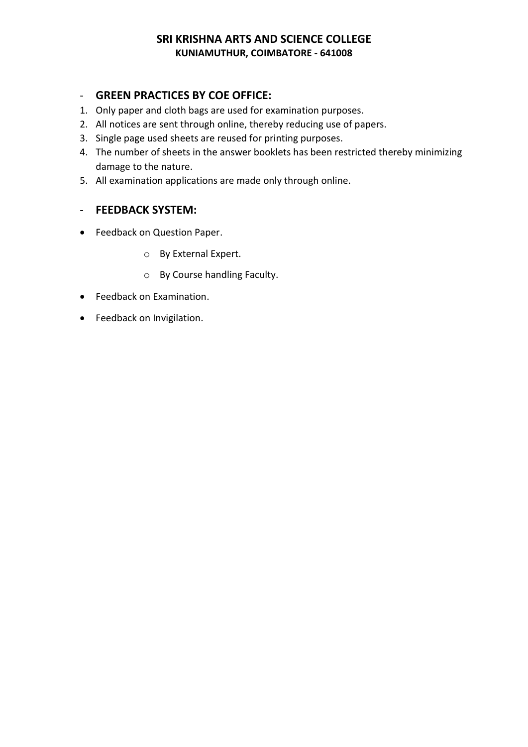## - GREEN PRACTICES BY COE OFFICE:

1. Only paper and cloth bags are used for examination purposes.
2. All notices are sent through online, thereby reducing use of papers.
3. Single page used sheets are reused for printing purposes.
4. The number of sheets in the answer booklets has been restricted thereby minimizing damage to the nature.
5. All examination applications are made only through online.

## - FEEDBACK SYSTEM:

- Feedback on Question Paper.
  - By External Expert.
  - By Course handling Faculty.
- Feedback on Examination.
- Feedback on Invigilation.